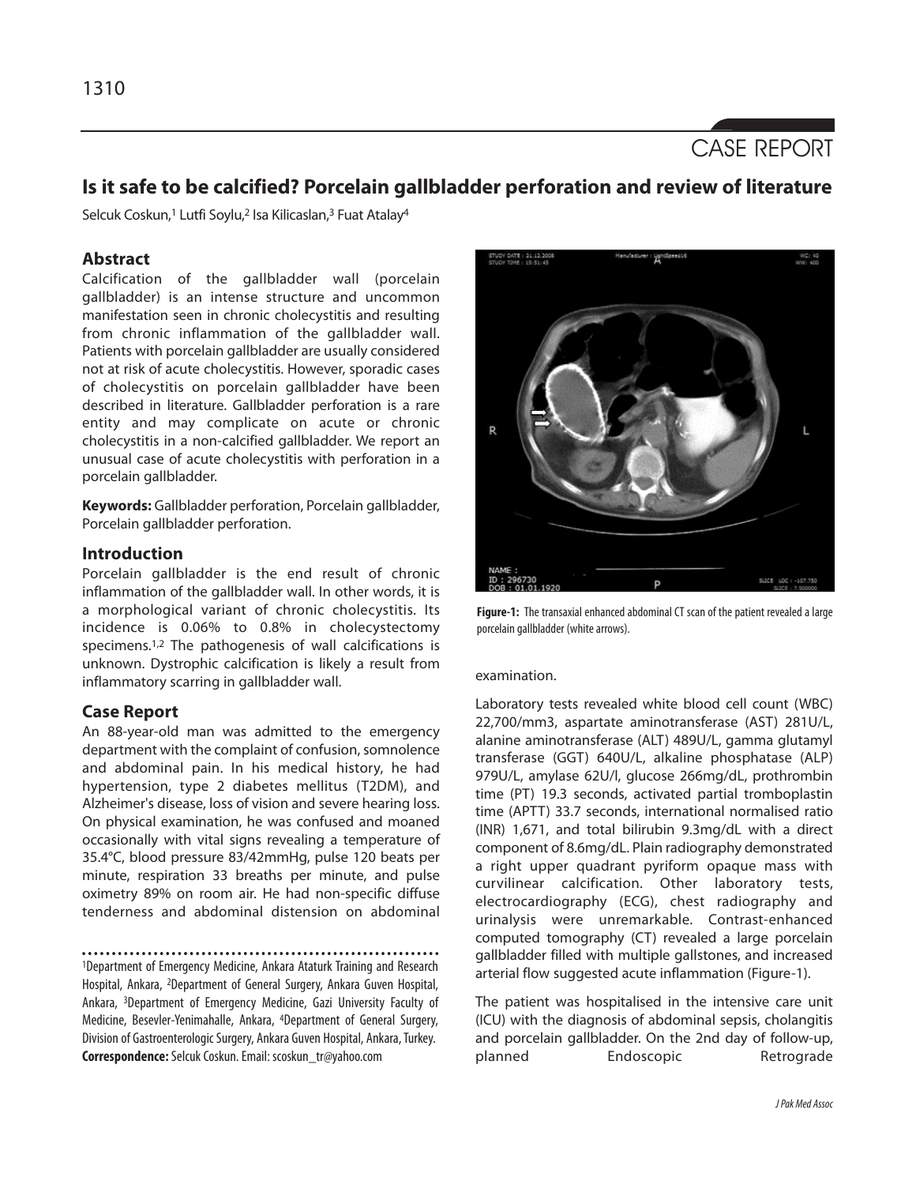CASE REPORT

# Is it safe to be calcified? Porcelain gallbladder perforation and review of literature

Selcuk Coskun,[1] Lutfi Soylu,[2] Isa Kilicaslan,[3] Fuat Atalay[4]

## Abstract

Calcification of the gallbladder wall (porcelain gallbladder) is an intense structure and uncommon manifestation seen in chronic cholecystitis and resulting from chronic inflammation of the gallbladder wall. Patients with porcelain gallbladder are usually considered not at risk of acute cholecystitis. However, sporadic cases of cholecystitis on porcelain gallbladder have been described in literature. Gallbladder perforation is a rare entity and may complicate on acute or chronic cholecystitis in a non-calcified gallbladder. We report an unusual case of acute cholecystitis with perforation in a porcelain gallbladder.

**Keywords:** Gallbladder perforation, Porcelain gallbladder, Porcelain gallbladder perforation.

## Introduction

Porcelain gallbladder is the end result of chronic inflammation of the gallbladder wall. In other words, it is a morphological variant of chronic cholecystitis. Its incidence is 0.06% to 0.8% in cholecystectomy specimens.[1,2] The pathogenesis of wall calcifications is unknown. Dystrophic calcification is likely a result from inflammatory scarring in gallbladder wall.

## Case Report

An 88-year-old man was admitted to the emergency department with the complaint of confusion, somnolence and abdominal pain. In his medical history, he had hypertension, type 2 diabetes mellitus (T2DM), and Alzheimer's disease, loss of vision and severe hearing loss. On physical examination, he was confused and moaned occasionally with vital signs revealing a temperature of 35.4°C, blood pressure 83/42mmHg, pulse 120 beats per minute, respiration 33 breaths per minute, and pulse oximetry 89% on room air. He had non-specific diffuse tenderness and abdominal distension on abdominal examination.

**Figure-1:** The transaxial enhanced abdominal CT scan of the patient revealed a large porcelain gallbladder (white arrows).

Laboratory tests revealed white blood cell count (WBC) 22,700/mm3, aspartate aminotransferase (AST) 281U/L, alanine aminotransferase (ALT) 489U/L, gamma glutamyl transferase (GGT) 640U/L, alkaline phosphatase (ALP) 979U/L, amylase 62U/l, glucose 266mg/dL, prothrombin time (PT) 19.3 seconds, activated partial tromboplastin time (APTT) 33.7 seconds, international normalised ratio (INR) 1,671, and total bilirubin 9.3mg/dL with a direct component of 8.6mg/dL. Plain radiography demonstrated a right upper quadrant pyriform opaque mass with curvilinear calcification. Other laboratory tests, electrocardiography (ECG), chest radiography and urinalysis were unremarkable. Contrast-enhanced computed tomography (CT) revealed a large porcelain gallbladder filled with multiple gallstones, and increased arterial flow suggested acute inflammation (Figure-1).

The patient was hospitalised in the intensive care unit (ICU) with the diagnosis of abdominal sepsis, cholangitis and porcelain gallbladder. On the 2nd day of follow-up, planned Endoscopic Retrograde

---

[1]Department of Emergency Medicine, Ankara Ataturk Training and Research Hospital, Ankara, [2]Department of General Surgery, Ankara Guven Hospital, Ankara, [3]Department of Emergency Medicine, Gazi University Faculty of Medicine, Besevler-Yenimahalle, Ankara, [4]Department of General Surgery, Division of Gastroenterologic Surgery, Ankara Guven Hospital, Ankara, Turkey.

**Correspondence:** Selcuk Coskun. Email: scoskun_tr@yahoo.com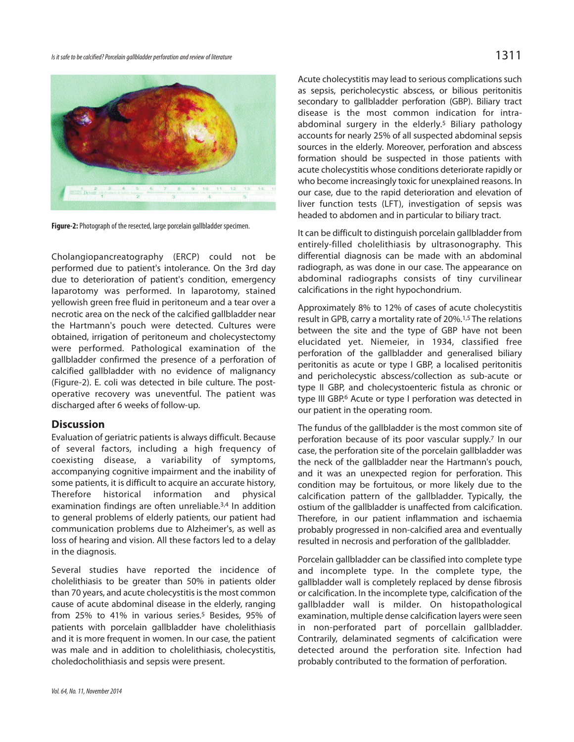Figure-2: Photograph of the resected, large porcelain gallbladder specimen.

Cholangiopancreatography (ERCP) could not be performed due to patient's intolerance. On the 3rd day due to deterioration of patient's condition, emergency laparotomy was performed. In laparotomy, stained yellowish green free fluid in peritoneum and a tear over a necrotic area on the neck of the calcified gallbladder near the Hartmann's pouch were detected. Cultures were obtained, irrigation of peritoneum and cholecystectomy were performed. Pathological examination of the gallbladder confirmed the presence of a perforation of calcified gallbladder with no evidence of malignancy (Figure-2). E. coli was detected in bile culture. The post-operative recovery was uneventful. The patient was discharged after 6 weeks of follow-up.

## Discussion

Evaluation of geriatric patients is always difficult. Because of several factors, including a high frequency of coexisting disease, a variability of symptoms, accompanying cognitive impairment and the inability of some patients, it is difficult to acquire an accurate history, Therefore historical information and physical examination findings are often unreliable.[3,4] In addition to general problems of elderly patients, our patient had communication problems due to Alzheimer's, as well as loss of hearing and vision. All these factors led to a delay in the diagnosis.

Several studies have reported the incidence of cholelithiasis to be greater than 50% in patients older than 70 years, and acute cholecystitis is the most common cause of acute abdominal disease in the elderly, ranging from 25% to 41% in various series.[5] Besides, 95% of patients with porcelain gallbladder have cholelithiasis and it is more frequent in women. In our case, the patient was male and in addition to cholelithiasis, cholecystitis, choledocholithiasis and sepsis were present.

Acute cholecystitis may lead to serious complications such as sepsis, pericholecystic abscess, or bilious peritonitis secondary to gallbladder perforation (GBP). Biliary tract disease is the most common indication for intra-abdominal surgery in the elderly.[5] Biliary pathology accounts for nearly 25% of all suspected abdominal sepsis sources in the elderly. Moreover, perforation and abscess formation should be suspected in those patients with acute cholecystitis whose conditions deteriorate rapidly or who become increasingly toxic for unexplained reasons. In our case, due to the rapid deterioration and elevation of liver function tests (LFT), investigation of sepsis was headed to abdomen and in particular to biliary tract.

It can be difficult to distinguish porcelain gallbladder from entirely-filled cholelithiasis by ultrasonography. This differential diagnosis can be made with an abdominal radiograph, as was done in our case. The appearance on abdominal radiographs consists of tiny curvilinear calcifications in the right hypochondrium.

Approximately 8% to 12% of cases of acute cholecystitis result in GPB, carry a mortality rate of 20%.[1,5] The relations between the site and the type of GBP have not been elucidated yet. Niemeier, in 1934, classified free perforation of the gallbladder and generalised biliary peritonitis as acute or type I GBP, a localised peritonitis and pericholecystic abscess/collection as sub-acute or type II GBP, and cholecystoenteric fistula as chronic or type III GBP.[6] Acute or type I perforation was detected in our patient in the operating room.

The fundus of the gallbladder is the most common site of perforation because of its poor vascular supply.[7] In our case, the perforation site of the porcelain gallbladder was the neck of the gallbladder near the Hartmann's pouch, and it was an unexpected region for perforation. This condition may be fortuitous, or more likely due to the calcification pattern of the gallbladder. Typically, the ostium of the gallbladder is unaffected from calcification. Therefore, in our patient inflammation and ischaemia probably progressed in non-calcified area and eventually resulted in necrosis and perforation of the gallbladder.

Porcelain gallbladder can be classified into complete type and incomplete type. In the complete type, the gallbladder wall is completely replaced by dense fibrosis or calcification. In the incomplete type, calcification of the gallbladder wall is milder. On histopathological examination, multiple dense calcification layers were seen in non-perforated part of porcellain gallbladder. Contrarily, delaminated segments of calcification were detected around the perforation site. Infection had probably contributed to the formation of perforation.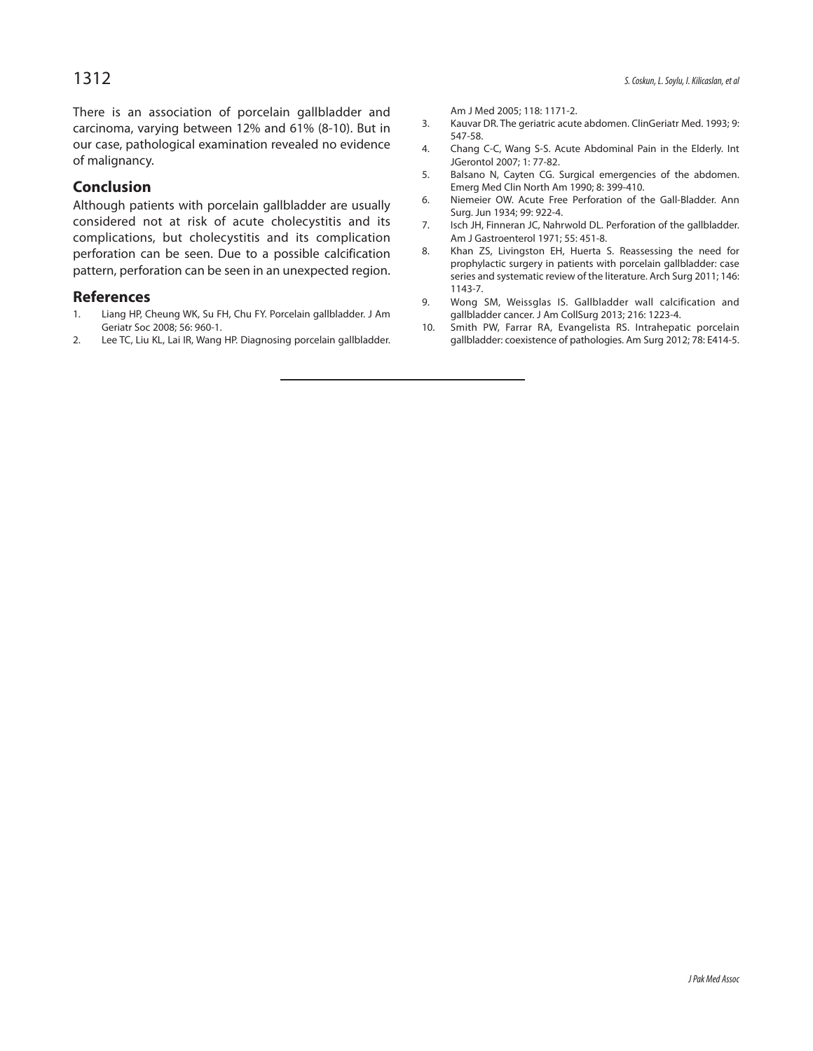There is an association of porcelain gallbladder and carcinoma, varying between 12% and 61% (8-10). But in our case, pathological examination revealed no evidence of malignancy.

## Conclusion

Although patients with porcelain gallbladder are usually considered not at risk of acute cholecystitis and its complications, but cholecystitis and its complication perforation can be seen. Due to a possible calcification pattern, perforation can be seen in an unexpected region.

## References

1. Liang HP, Cheung WK, Su FH, Chu FY. Porcelain gallbladder. J Am Geriatr Soc 2008; 56: 960-1.
2. Lee TC, Liu KL, Lai IR, Wang HP. Diagnosing porcelain gallbladder. Am J Med 2005; 118: 1171-2.
3. Kauvar DR. The geriatric acute abdomen. ClinGeriatr Med. 1993; 9: 547-58.
4. Chang C-C, Wang S-S. Acute Abdominal Pain in the Elderly. Int JGerontol 2007; 1: 77-82.
5. Balsano N, Cayten CG. Surgical emergencies of the abdomen. Emerg Med Clin North Am 1990; 8: 399-410.
6. Niemeier OW. Acute Free Perforation of the Gall-Bladder. Ann Surg. Jun 1934; 99: 922-4.
7. Isch JH, Finneran JC, Nahrwold DL. Perforation of the gallbladder. Am J Gastroenterol 1971; 55: 451-8.
8. Khan ZS, Livingston EH, Huerta S. Reassessing the need for prophylactic surgery in patients with porcelain gallbladder: case series and systematic review of the literature. Arch Surg 2011; 146: 1143-7.
9. Wong SM, Weissglas IS. Gallbladder wall calcification and gallbladder cancer. J Am CollSurg 2013; 216: 1223-4.
10. Smith PW, Farrar RA, Evangelista RS. Intrahepatic porcelain gallbladder: coexistence of pathologies. Am Surg 2012; 78: E414-5.